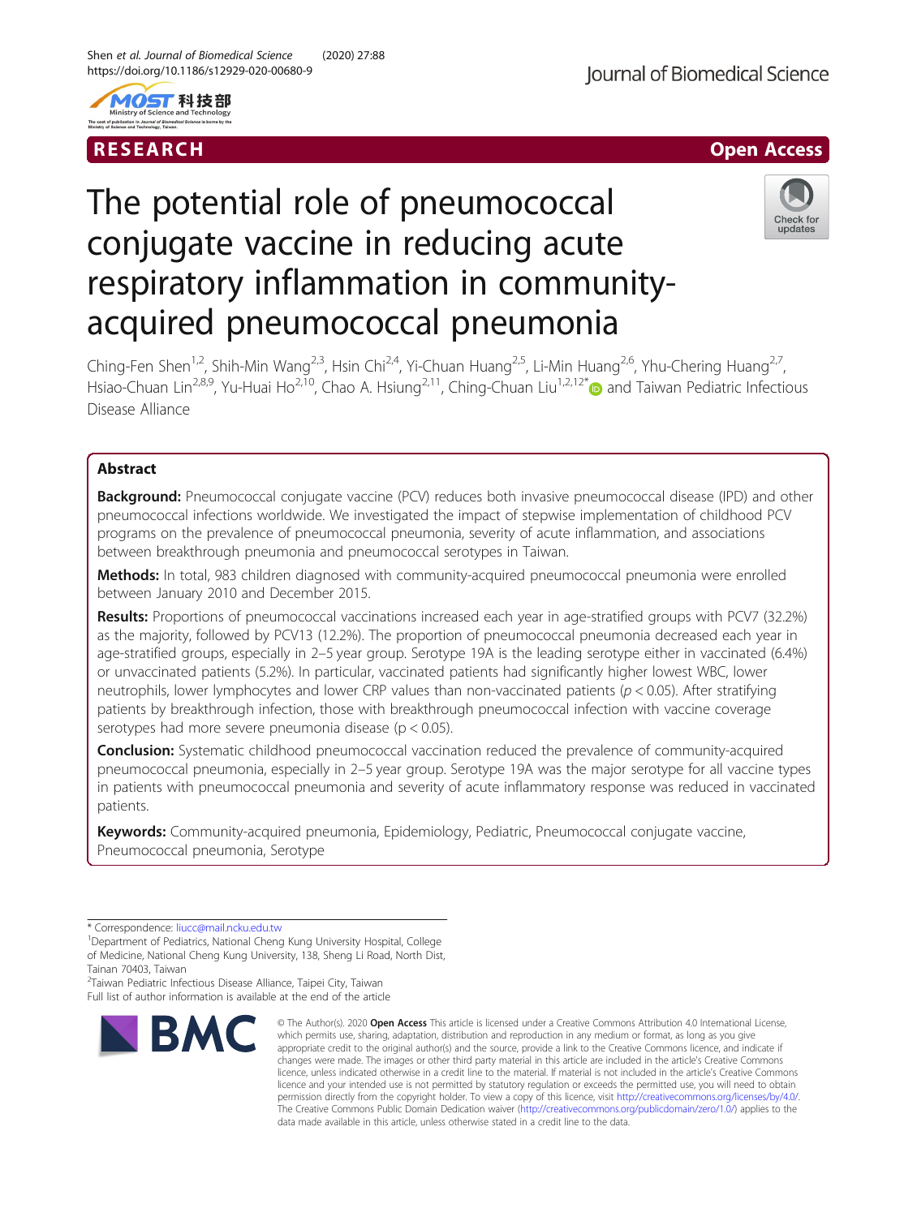RESEARCH

Open Access

# The potential role of pneumococcal conjugate vaccine in reducing acute respiratory inflammation in community-acquired pneumococcal pneumonia

Ching-Fen Shen[1,2], Shih-Min Wang[2,3], Hsin Chi[2,4], Yi-Chuan Huang[2,5], Li-Min Huang[2,6], Yhu-Chering Huang[2,7], Hsiao-Chuan Lin[2,8,9], Yu-Huai Ho[2,10], Chao A. Hsiung[2,11], Ching-Chuan Liu[1,2,12*] and Taiwan Pediatric Infectious Disease Alliance

## Abstract

**Background:** Pneumococcal conjugate vaccine (PCV) reduces both invasive pneumococcal disease (IPD) and other pneumococcal infections worldwide. We investigated the impact of stepwise implementation of childhood PCV programs on the prevalence of pneumococcal pneumonia, severity of acute inflammation, and associations between breakthrough pneumonia and pneumococcal serotypes in Taiwan.

**Methods:** In total, 983 children diagnosed with community-acquired pneumococcal pneumonia were enrolled between January 2010 and December 2015.

**Results:** Proportions of pneumococcal vaccinations increased each year in age-stratified groups with PCV7 (32.2%) as the majority, followed by PCV13 (12.2%). The proportion of pneumococcal pneumonia decreased each year in age-stratified groups, especially in 2–5 year group. Serotype 19A is the leading serotype either in vaccinated (6.4%) or unvaccinated patients (5.2%). In particular, vaccinated patients had significantly higher lowest WBC, lower neutrophils, lower lymphocytes and lower CRP values than non-vaccinated patients ($p < 0.05$). After stratifying patients by breakthrough infection, those with breakthrough pneumococcal infection with vaccine coverage serotypes had more severe pneumonia disease ($p < 0.05$).

**Conclusion:** Systematic childhood pneumococcal vaccination reduced the prevalence of community-acquired pneumococcal pneumonia, especially in 2–5 year group. Serotype 19A was the major serotype for all vaccine types in patients with pneumococcal pneumonia and severity of acute inflammatory response was reduced in vaccinated patients.

**Keywords:** Community-acquired pneumonia, Epidemiology, Pediatric, Pneumococcal conjugate vaccine, Pneumococcal pneumonia, Serotype

---

\* Correspondence: liucc@mail.ncku.edu.tw

[1]Department of Pediatrics, National Cheng Kung University Hospital, College of Medicine, National Cheng Kung University, 138, Sheng Li Road, North Dist, Tainan 70403, Taiwan

[2]Taiwan Pediatric Infectious Disease Alliance, Taipei City, Taiwan

Full list of author information is available at the end of the article

© The Author(s). 2020 **Open Access** This article is licensed under a Creative Commons Attribution 4.0 International License, which permits use, sharing, adaptation, distribution and reproduction in any medium or format, as long as you give appropriate credit to the original author(s) and the source, provide a link to the Creative Commons licence, and indicate if changes were made. The images or other third party material in this article are included in the article's Creative Commons licence, unless indicated otherwise in a credit line to the material. If material is not included in the article's Creative Commons licence and your intended use is not permitted by statutory regulation or exceeds the permitted use, you will need to obtain permission directly from the copyright holder. To view a copy of this licence, visit http://creativecommons.org/licenses/by/4.0/. The Creative Commons Public Domain Dedication waiver (http://creativecommons.org/publicdomain/zero/1.0/) applies to the data made available in this article, unless otherwise stated in a credit line to the data.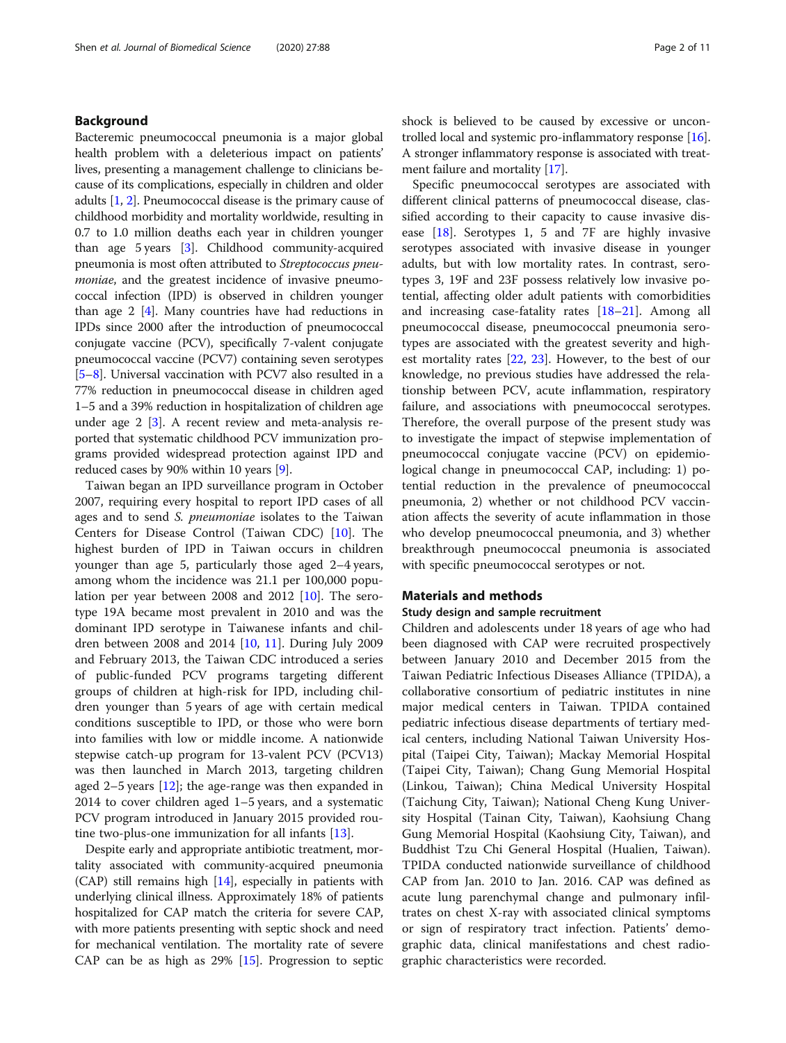## Background

Bacteremic pneumococcal pneumonia is a major global health problem with a deleterious impact on patients' lives, presenting a management challenge to clinicians because of its complications, especially in children and older adults [1, 2]. Pneumococcal disease is the primary cause of childhood morbidity and mortality worldwide, resulting in 0.7 to 1.0 million deaths each year in children younger than age 5 years [3]. Childhood community-acquired pneumonia is most often attributed to *Streptococcus pneumoniae*, and the greatest incidence of invasive pneumococcal infection (IPD) is observed in children younger than age 2 [4]. Many countries have had reductions in IPDs since 2000 after the introduction of pneumococcal conjugate vaccine (PCV), specifically 7-valent conjugate pneumococcal vaccine (PCV7) containing seven serotypes [5–8]. Universal vaccination with PCV7 also resulted in a 77% reduction in pneumococcal disease in children aged 1–5 and a 39% reduction in hospitalization of children age under age 2 [3]. A recent review and meta-analysis reported that systematic childhood PCV immunization programs provided widespread protection against IPD and reduced cases by 90% within 10 years [9].

Taiwan began an IPD surveillance program in October 2007, requiring every hospital to report IPD cases of all ages and to send *S. pneumoniae* isolates to the Taiwan Centers for Disease Control (Taiwan CDC) [10]. The highest burden of IPD in Taiwan occurs in children younger than age 5, particularly those aged 2–4 years, among whom the incidence was 21.1 per 100,000 population per year between 2008 and 2012 [10]. The serotype 19A became most prevalent in 2010 and was the dominant IPD serotype in Taiwanese infants and children between 2008 and 2014 [10, 11]. During July 2009 and February 2013, the Taiwan CDC introduced a series of public-funded PCV programs targeting different groups of children at high-risk for IPD, including children younger than 5 years of age with certain medical conditions susceptible to IPD, or those who were born into families with low or middle income. A nationwide stepwise catch-up program for 13-valent PCV (PCV13) was then launched in March 2013, targeting children aged 2–5 years [12]; the age-range was then expanded in 2014 to cover children aged 1–5 years, and a systematic PCV program introduced in January 2015 provided routine two-plus-one immunization for all infants [13].

Despite early and appropriate antibiotic treatment, mortality associated with community-acquired pneumonia (CAP) still remains high [14], especially in patients with underlying clinical illness. Approximately 18% of patients hospitalized for CAP match the criteria for severe CAP, with more patients presenting with septic shock and need for mechanical ventilation. The mortality rate of severe CAP can be as high as 29% [15]. Progression to septic shock is believed to be caused by excessive or uncontrolled local and systemic pro-inflammatory response [16]. A stronger inflammatory response is associated with treatment failure and mortality [17].

Specific pneumococcal serotypes are associated with different clinical patterns of pneumococcal disease, classified according to their capacity to cause invasive disease [18]. Serotypes 1, 5 and 7F are highly invasive serotypes associated with invasive disease in younger adults, but with low mortality rates. In contrast, serotypes 3, 19F and 23F possess relatively low invasive potential, affecting older adult patients with comorbidities and increasing case-fatality rates [18–21]. Among all pneumococcal disease, pneumococcal pneumonia serotypes are associated with the greatest severity and highest mortality rates [22, 23]. However, to the best of our knowledge, no previous studies have addressed the relationship between PCV, acute inflammation, respiratory failure, and associations with pneumococcal serotypes. Therefore, the overall purpose of the present study was to investigate the impact of stepwise implementation of pneumococcal conjugate vaccine (PCV) on epidemiological change in pneumococcal CAP, including: 1) potential reduction in the prevalence of pneumococcal pneumonia, 2) whether or not childhood PCV vaccination affects the severity of acute inflammation in those who develop pneumococcal pneumonia, and 3) whether breakthrough pneumococcal pneumonia is associated with specific pneumococcal serotypes or not.

## Materials and methods

### Study design and sample recruitment

Children and adolescents under 18 years of age who had been diagnosed with CAP were recruited prospectively between January 2010 and December 2015 from the Taiwan Pediatric Infectious Diseases Alliance (TPIDA), a collaborative consortium of pediatric institutes in nine major medical centers in Taiwan. TPIDA contained pediatric infectious disease departments of tertiary medical centers, including National Taiwan University Hospital (Taipei City, Taiwan); Mackay Memorial Hospital (Taipei City, Taiwan); Chang Gung Memorial Hospital (Linkou, Taiwan); China Medical University Hospital (Taichung City, Taiwan); National Cheng Kung University Hospital (Tainan City, Taiwan), Kaohsiung Chang Gung Memorial Hospital (Kaohsiung City, Taiwan), and Buddhist Tzu Chi General Hospital (Hualien, Taiwan). TPIDA conducted nationwide surveillance of childhood CAP from Jan. 2010 to Jan. 2016. CAP was defined as acute lung parenchymal change and pulmonary infiltrates on chest X-ray with associated clinical symptoms or sign of respiratory tract infection. Patients' demographic data, clinical manifestations and chest radiographic characteristics were recorded.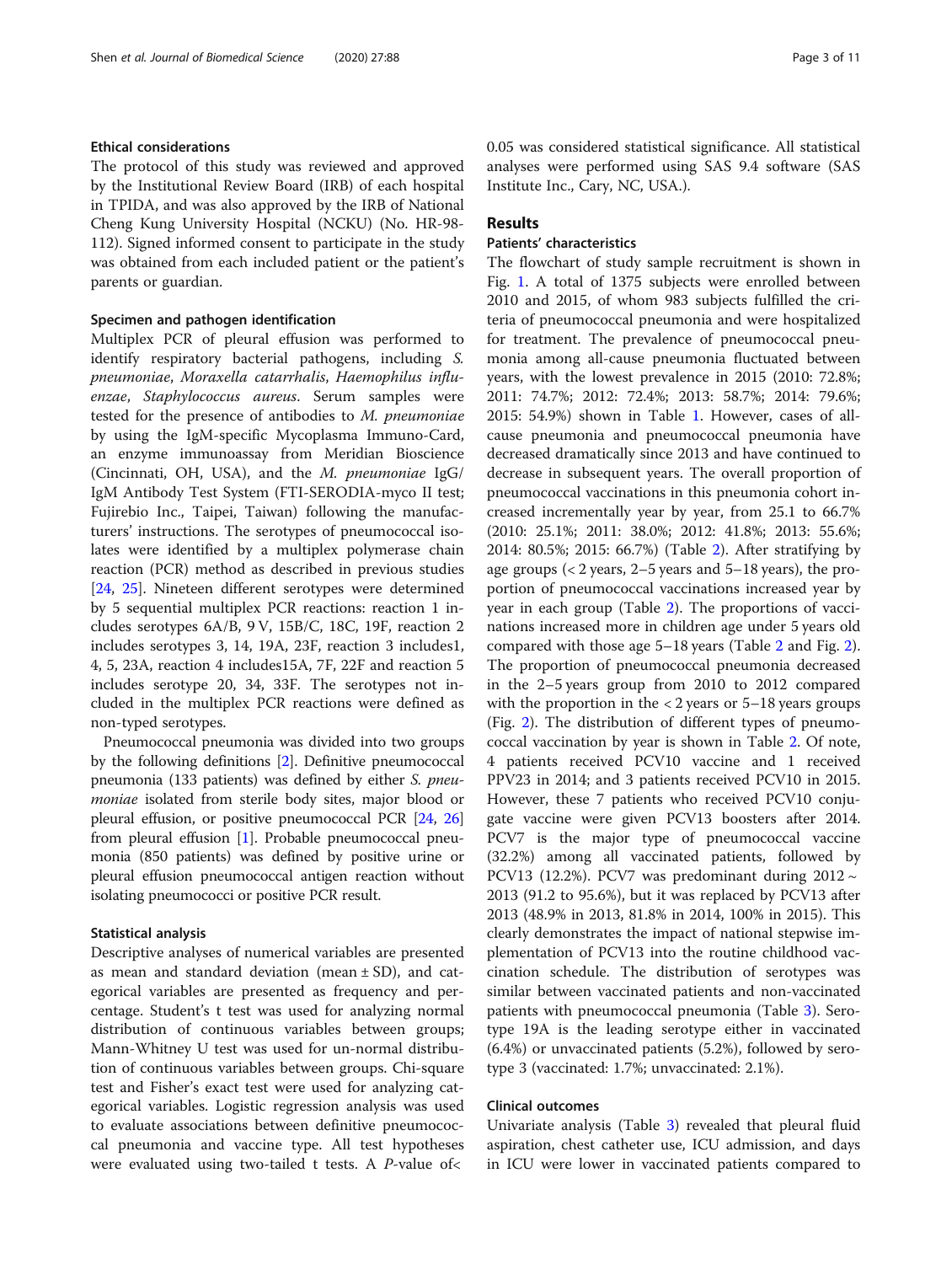### Ethical considerations

The protocol of this study was reviewed and approved by the Institutional Review Board (IRB) of each hospital in TPIDA, and was also approved by the IRB of National Cheng Kung University Hospital (NCKU) (No. HR-98-112). Signed informed consent to participate in the study was obtained from each included patient or the patient's parents or guardian.

### Specimen and pathogen identification

Multiplex PCR of pleural effusion was performed to identify respiratory bacterial pathogens, including *S. pneumoniae*, *Moraxella catarrhalis*, *Haemophilus influenzae*, *Staphylococcus aureus*. Serum samples were tested for the presence of antibodies to *M. pneumoniae* by using the IgM-specific Mycoplasma Immuno-Card, an enzyme immunoassay from Meridian Bioscience (Cincinnati, OH, USA), and the *M. pneumoniae* IgG/IgM Antibody Test System (FTI-SERODIA-myco II test; Fujirebio Inc., Taipei, Taiwan) following the manufacturers' instructions. The serotypes of pneumococcal isolates were identified by a multiplex polymerase chain reaction (PCR) method as described in previous studies [24, 25]. Nineteen different serotypes were determined by 5 sequential multiplex PCR reactions: reaction 1 includes serotypes 6A/B, 9 V, 15B/C, 18C, 19F, reaction 2 includes serotypes 3, 14, 19A, 23F, reaction 3 includes1, 4, 5, 23A, reaction 4 includes15A, 7F, 22F and reaction 5 includes serotype 20, 34, 33F. The serotypes not included in the multiplex PCR reactions were defined as non-typed serotypes.

Pneumococcal pneumonia was divided into two groups by the following definitions [2]. Definitive pneumococcal pneumonia (133 patients) was defined by either *S. pneumoniae* isolated from sterile body sites, major blood or pleural effusion, or positive pneumococcal PCR [24, 26] from pleural effusion [1]. Probable pneumococcal pneumonia (850 patients) was defined by positive urine or pleural effusion pneumococcal antigen reaction without isolating pneumococci or positive PCR result.

### Statistical analysis

Descriptive analyses of numerical variables are presented as mean and standard deviation (mean ± SD), and categorical variables are presented as frequency and percentage. Student's t test was used for analyzing normal distribution of continuous variables between groups; Mann-Whitney U test was used for un-normal distribution of continuous variables between groups. Chi-square test and Fisher's exact test were used for analyzing categorical variables. Logistic regression analysis was used to evaluate associations between definitive pneumococcal pneumonia and vaccine type. All test hypotheses were evaluated using two-tailed t tests. A *P*-value of< 0.05 was considered statistical significance. All statistical analyses were performed using SAS 9.4 software (SAS Institute Inc., Cary, NC, USA.).

## Results

### Patients' characteristics

The flowchart of study sample recruitment is shown in Fig. 1. A total of 1375 subjects were enrolled between 2010 and 2015, of whom 983 subjects fulfilled the criteria of pneumococcal pneumonia and were hospitalized for treatment. The prevalence of pneumococcal pneumonia among all-cause pneumonia fluctuated between years, with the lowest prevalence in 2015 (2010: 72.8%; 2011: 74.7%; 2012: 72.4%; 2013: 58.7%; 2014: 79.6%; 2015: 54.9%) shown in Table 1. However, cases of all-cause pneumonia and pneumococcal pneumonia have decreased dramatically since 2013 and have continued to decrease in subsequent years. The overall proportion of pneumococcal vaccinations in this pneumonia cohort increased incrementally year by year, from 25.1 to 66.7% (2010: 25.1%; 2011: 38.0%; 2012: 41.8%; 2013: 55.6%; 2014: 80.5%; 2015: 66.7%) (Table 2). After stratifying by age groups (< 2 years, 2–5 years and 5–18 years), the proportion of pneumococcal vaccinations increased year by year in each group (Table 2). The proportions of vaccinations increased more in children age under 5 years old compared with those age 5–18 years (Table 2 and Fig. 2). The proportion of pneumococcal pneumonia decreased in the 2–5 years group from 2010 to 2012 compared with the proportion in the < 2 years or 5–18 years groups (Fig. 2). The distribution of different types of pneumococcal vaccination by year is shown in Table 2. Of note, 4 patients received PCV10 vaccine and 1 received PPV23 in 2014; and 3 patients received PCV10 in 2015. However, these 7 patients who received PCV10 conjugate vaccine were given PCV13 boosters after 2014. PCV7 is the major type of pneumococcal vaccine (32.2%) among all vaccinated patients, followed by PCV13 (12.2%). PCV7 was predominant during 2012 ~ 2013 (91.2 to 95.6%), but it was replaced by PCV13 after 2013 (48.9% in 2013, 81.8% in 2014, 100% in 2015). This clearly demonstrates the impact of national stepwise implementation of PCV13 into the routine childhood vaccination schedule. The distribution of serotypes was similar between vaccinated patients and non-vaccinated patients with pneumococcal pneumonia (Table 3). Serotype 19A is the leading serotype either in vaccinated (6.4%) or unvaccinated patients (5.2%), followed by serotype 3 (vaccinated: 1.7%; unvaccinated: 2.1%).

### Clinical outcomes

Univariate analysis (Table 3) revealed that pleural fluid aspiration, chest catheter use, ICU admission, and days in ICU were lower in vaccinated patients compared to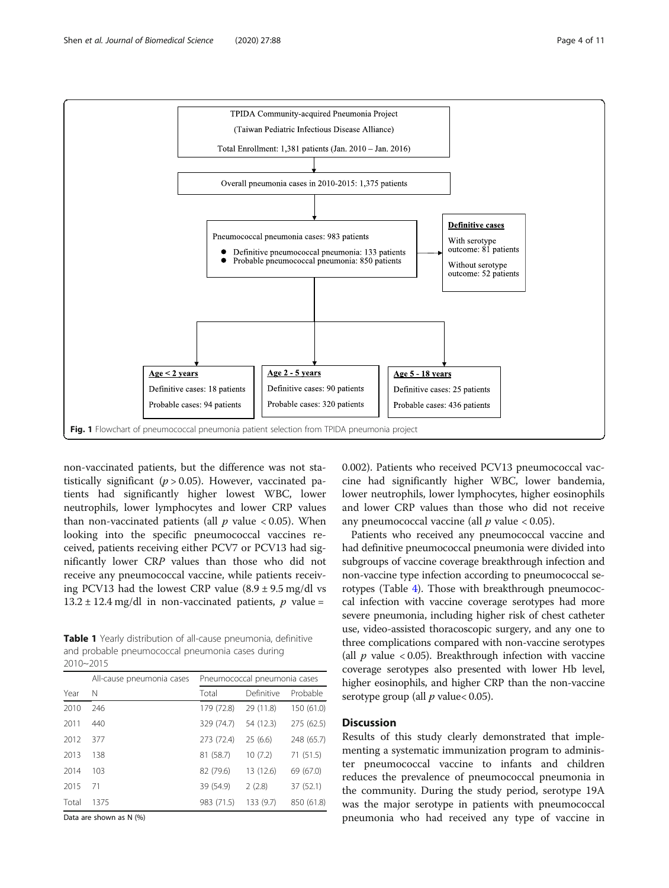TPIDA Community-acquired Pneumonia Project
(Taiwan Pediatric Infectious Disease Alliance)
Total Enrollment: 1,381 patients (Jan. 2010 – Jan. 2016)

↓

Overall pneumonia cases in 2010-2015: 1,375 patients

↓

Pneumococcal pneumonia cases: 983 patients

- Definitive pneumococcal pneumonia: 133 patients
- Probable pneumococcal pneumonia: 850 patients

→ **Definitive cases**
With serotype outcome: 81 patients
Without serotype outcome: 52 patients

| **Age < 2 years** | **Age 2 - 5 years** | **Age 5 - 18 years** |
|---|---|---|
| Definitive cases: 18 patients | Definitive cases: 90 patients | Definitive cases: 25 patients |
| Probable cases: 94 patients | Probable cases: 320 patients | Probable cases: 436 patients |

**Fig. 1** Flowchart of pneumococcal pneumonia patient selection from TPIDA pneumonia project

non-vaccinated patients, but the difference was not statistically significant ($p > 0.05$). However, vaccinated patients had significantly higher lowest WBC, lower neutrophils, lower lymphocytes and lower CRP values than non-vaccinated patients (all $p$ value $< 0.05$). When looking into the specific pneumococcal vaccines received, patients receiving either PCV7 or PCV13 had significantly lower CRP values than those who did not receive any pneumococcal vaccine, while patients receiving PCV13 had the lowest CRP value ($8.9 \pm 9.5$ mg/dl vs $13.2 \pm 12.4$ mg/dl in non-vaccinated patients, $p$ value = 0.002). Patients who received PCV13 pneumococcal vaccine had significantly higher WBC, lower bandemia, lower neutrophils, lower lymphocytes, higher eosinophils and lower CRP values than those who did not receive any pneumococcal vaccine (all $p$ value $< 0.05$).

**Table 1** Yearly distribution of all-cause pneumonia, definitive and probable pneumococcal pneumonia cases during 2010~2015

| | All-cause pneumonia cases | Pneumococcal pneumonia cases | | |
|---|---|---|---|---|
| Year | N | Total | Definitive | Probable |
| 2010 | 246 | 179 (72.8) | 29 (11.8) | 150 (61.0) |
| 2011 | 440 | 329 (74.7) | 54 (12.3) | 275 (62.5) |
| 2012 | 377 | 273 (72.4) | 25 (6.6) | 248 (65.7) |
| 2013 | 138 | 81 (58.7) | 10 (7.2) | 71 (51.5) |
| 2014 | 103 | 82 (79.6) | 13 (12.6) | 69 (67.0) |
| 2015 | 71 | 39 (54.9) | 2 (2.8) | 37 (52.1) |
| Total | 1375 | 983 (71.5) | 133 (9.7) | 850 (61.8) |

Data are shown as N (%)

Patients who received any pneumococcal vaccine and had definitive pneumococcal pneumonia were divided into subgroups of vaccine coverage breakthrough infection and non-vaccine type infection according to pneumococcal serotypes (Table 4). Those with breakthrough pneumococcal infection with vaccine coverage serotypes had more severe pneumonia, including higher risk of chest catheter use, video-assisted thoracoscopic surgery, and any one to three complications compared with non-vaccine serotypes (all $p$ value $< 0.05$). Breakthrough infection with vaccine coverage serotypes also presented with lower Hb level, higher eosinophils, and higher CRP than the non-vaccine serotype group (all $p$ value$< 0.05$).

## Discussion

Results of this study clearly demonstrated that implementing a systematic immunization program to administer pneumococcal vaccine to infants and children reduces the prevalence of pneumococcal pneumonia in the community. During the study period, serotype 19A was the major serotype in patients with pneumococcal pneumonia who had received any type of vaccine in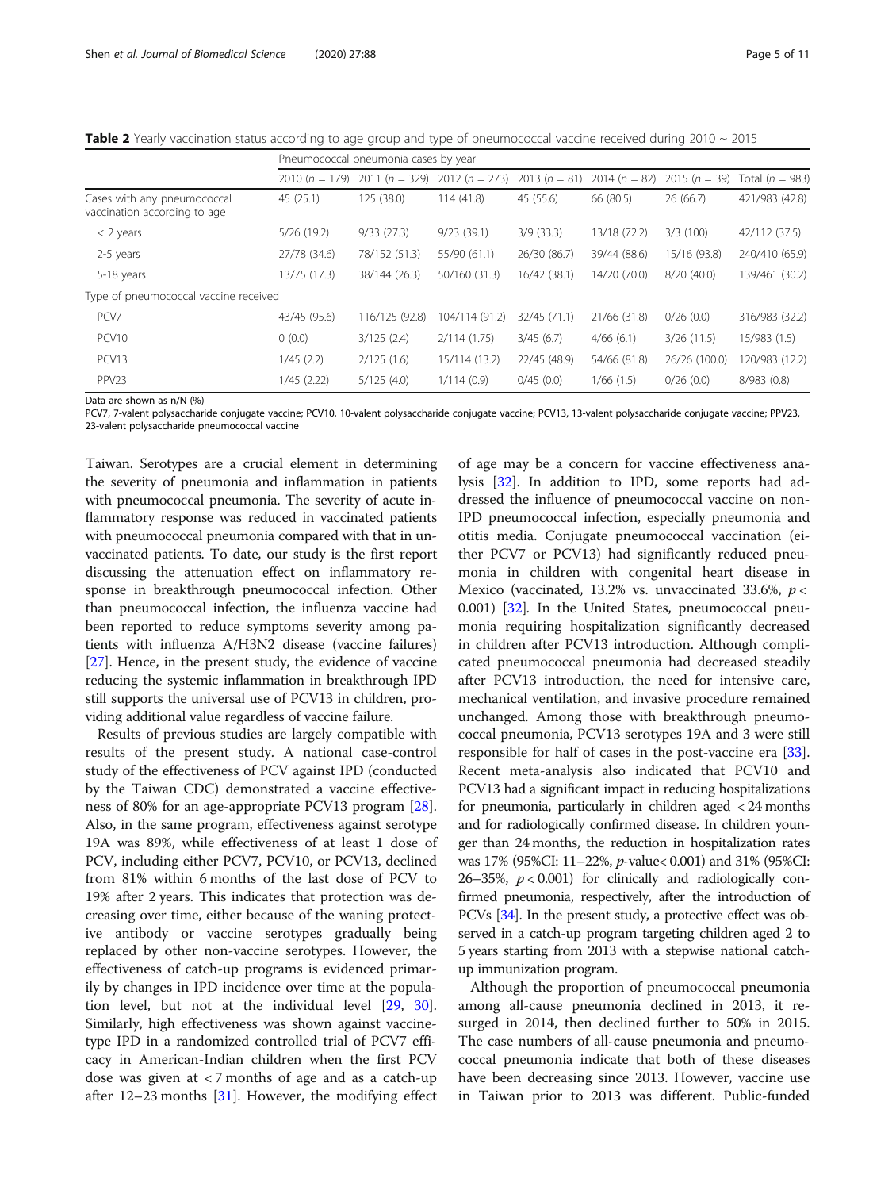**Table 2** Yearly vaccination status according to age group and type of pneumococcal vaccine received during 2010 ~ 2015

| | Pneumococcal pneumonia cases by year | | | | | | |
|---|---|---|---|---|---|---|---|
| | 2010 ($n$ = 179) | 2011 ($n$ = 329) | 2012 ($n$ = 273) | 2013 ($n$ = 81) | 2014 ($n$ = 82) | 2015 ($n$ = 39) | Total ($n$ = 983) |
| Cases with any pneumococcal vaccination according to age | 45 (25.1) | 125 (38.0) | 114 (41.8) | 45 (55.6) | 66 (80.5) | 26 (66.7) | 421/983 (42.8) |
| < 2 years | 5/26 (19.2) | 9/33 (27.3) | 9/23 (39.1) | 3/9 (33.3) | 13/18 (72.2) | 3/3 (100) | 42/112 (37.5) |
| 2-5 years | 27/78 (34.6) | 78/152 (51.3) | 55/90 (61.1) | 26/30 (86.7) | 39/44 (88.6) | 15/16 (93.8) | 240/410 (65.9) |
| 5-18 years | 13/75 (17.3) | 38/144 (26.3) | 50/160 (31.3) | 16/42 (38.1) | 14/20 (70.0) | 8/20 (40.0) | 139/461 (30.2) |
| Type of pneumococcal vaccine received | | | | | | | |
| PCV7 | 43/45 (95.6) | 116/125 (92.8) | 104/114 (91.2) | 32/45 (71.1) | 21/66 (31.8) | 0/26 (0.0) | 316/983 (32.2) |
| PCV10 | 0 (0.0) | 3/125 (2.4) | 2/114 (1.75) | 3/45 (6.7) | 4/66 (6.1) | 3/26 (11.5) | 15/983 (1.5) |
| PCV13 | 1/45 (2.2) | 2/125 (1.6) | 15/114 (13.2) | 22/45 (48.9) | 54/66 (81.8) | 26/26 (100.0) | 120/983 (12.2) |
| PPV23 | 1/45 (2.22) | 5/125 (4.0) | 1/114 (0.9) | 0/45 (0.0) | 1/66 (1.5) | 0/26 (0.0) | 8/983 (0.8) |

Data are shown as n/N (%)

PCV7, 7-valent polysaccharide conjugate vaccine; PCV10, 10-valent polysaccharide conjugate vaccine; PCV13, 13-valent polysaccharide conjugate vaccine; PPV23, 23-valent polysaccharide pneumococcal vaccine

Taiwan. Serotypes are a crucial element in determining the severity of pneumonia and inflammation in patients with pneumococcal pneumonia. The severity of acute inflammatory response was reduced in vaccinated patients with pneumococcal pneumonia compared with that in unvaccinated patients. To date, our study is the first report discussing the attenuation effect on inflammatory response in breakthrough pneumococcal infection. Other than pneumococcal infection, the influenza vaccine had been reported to reduce symptoms severity among patients with influenza A/H3N2 disease (vaccine failures) [27]. Hence, in the present study, the evidence of vaccine reducing the systemic inflammation in breakthrough IPD still supports the universal use of PCV13 in children, providing additional value regardless of vaccine failure.

Results of previous studies are largely compatible with results of the present study. A national case-control study of the effectiveness of PCV against IPD (conducted by the Taiwan CDC) demonstrated a vaccine effectiveness of 80% for an age-appropriate PCV13 program [28]. Also, in the same program, effectiveness against serotype 19A was 89%, while effectiveness of at least 1 dose of PCV, including either PCV7, PCV10, or PCV13, declined from 81% within 6 months of the last dose of PCV to 19% after 2 years. This indicates that protection was decreasing over time, either because of the waning protective antibody or vaccine serotypes gradually being replaced by other non-vaccine serotypes. However, the effectiveness of catch-up programs is evidenced primarily by changes in IPD incidence over time at the population level, but not at the individual level [29, 30]. Similarly, high effectiveness was shown against vaccine-type IPD in a randomized controlled trial of PCV7 efficacy in American-Indian children when the first PCV dose was given at < 7 months of age and as a catch-up after 12–23 months [31]. However, the modifying effect of age may be a concern for vaccine effectiveness analysis [32]. In addition to IPD, some reports had addressed the influence of pneumococcal vaccine on non-IPD pneumococcal infection, especially pneumonia and otitis media. Conjugate pneumococcal vaccination (either PCV7 or PCV13) had significantly reduced pneumonia in children with congenital heart disease in Mexico (vaccinated, 13.2% vs. unvaccinated 33.6%, $p < 0.001$) [32]. In the United States, pneumococcal pneumonia requiring hospitalization significantly decreased in children after PCV13 introduction. Although complicated pneumococcal pneumonia had decreased steadily after PCV13 introduction, the need for intensive care, mechanical ventilation, and invasive procedure remained unchanged. Among those with breakthrough pneumococcal pneumonia, PCV13 serotypes 19A and 3 were still responsible for half of cases in the post-vaccine era [33]. Recent meta-analysis also indicated that PCV10 and PCV13 had a significant impact in reducing hospitalizations for pneumonia, particularly in children aged < 24 months and for radiologically confirmed disease. In children younger than 24 months, the reduction in hospitalization rates was 17% (95%CI: 11–22%, $p$-value< 0.001) and 31% (95%CI: 26–35%, $p < 0.001$) for clinically and radiologically confirmed pneumonia, respectively, after the introduction of PCVs [34]. In the present study, a protective effect was observed in a catch-up program targeting children aged 2 to 5 years starting from 2013 with a stepwise national catch-up immunization program.

Although the proportion of pneumococcal pneumonia among all-cause pneumonia declined in 2013, it resurged in 2014, then declined further to 50% in 2015. The case numbers of all-cause pneumonia and pneumococcal pneumonia indicate that both of these diseases have been decreasing since 2013. However, vaccine use in Taiwan prior to 2013 was different. Public-funded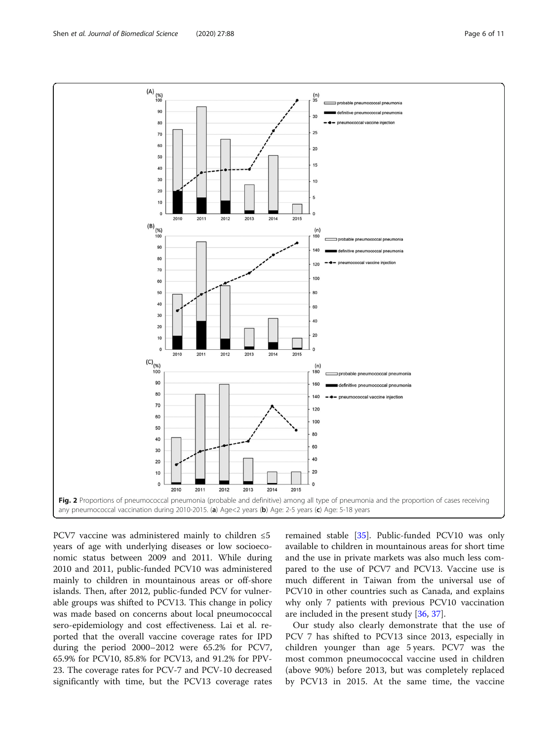**Fig. 2** Proportions of pneumococcal pneumonia (probable and definitive) among all type of pneumonia and the proportion of cases receiving any pneumococcal vaccination during 2010-2015. (**a**) Age<2 years (**b**) Age: 2-5 years (**c**) Age: 5-18 years

PCV7 vaccine was administered mainly to children ≤5 years of age with underlying diseases or low socioeconomic status between 2009 and 2011. While during 2010 and 2011, public-funded PCV10 was administered mainly to children in mountainous areas or off-shore islands. Then, after 2012, public-funded PCV for vulnerable groups was shifted to PCV13. This change in policy was made based on concerns about local pneumococcal sero-epidemiology and cost effectiveness. Lai et al. reported that the overall vaccine coverage rates for IPD during the period 2000–2012 were 65.2% for PCV7, 65.9% for PCV10, 85.8% for PCV13, and 91.2% for PPV-23. The coverage rates for PCV-7 and PCV-10 decreased significantly with time, but the PCV13 coverage rates remained stable [35]. Public-funded PCV10 was only available to children in mountainous areas for short time and the use in private markets was also much less compared to the use of PCV7 and PCV13. Vaccine use is much different in Taiwan from the universal use of PCV10 in other countries such as Canada, and explains why only 7 patients with previous PCV10 vaccination are included in the present study [36, 37].

Our study also clearly demonstrate that the use of PCV 7 has shifted to PCV13 since 2013, especially in children younger than age 5 years. PCV7 was the most common pneumococcal vaccine used in children (above 90%) before 2013, but was completely replaced by PCV13 in 2015. At the same time, the vaccine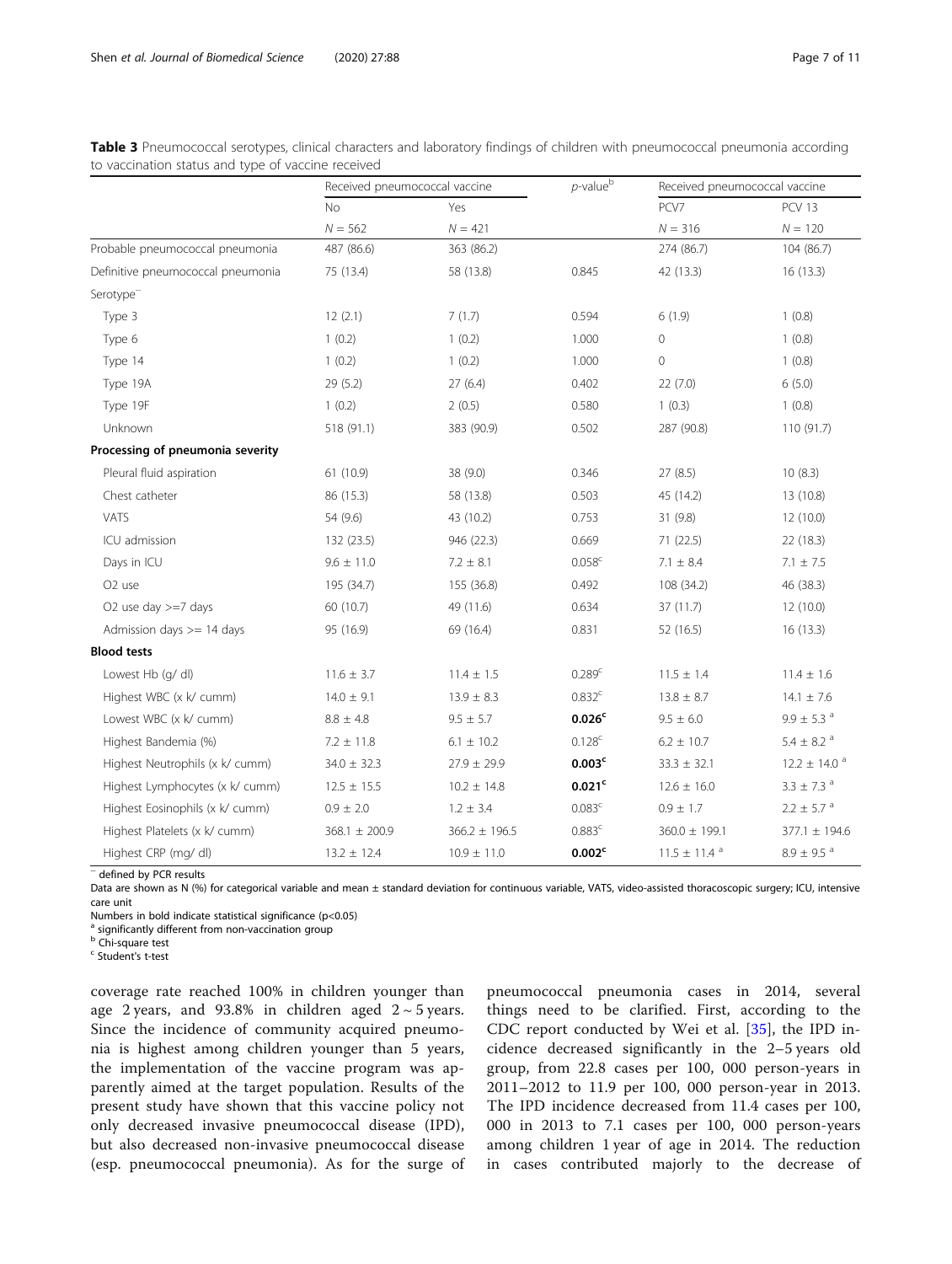**Table 3** Pneumococcal serotypes, clinical characters and laboratory findings of children with pneumococcal pneumonia according to vaccination status and type of vaccine received

| | Received pneumococcal vaccine | | p-value[b] | Received pneumococcal vaccine | |
|---|---|---|---|---|---|
| | No | Yes | | PCV7 | PCV 13 |
| | N = 562 | N = 421 | | N = 316 | N = 120 |
| Probable pneumococcal pneumonia | 487 (86.6) | 363 (86.2) | | 274 (86.7) | 104 (86.7) |
| Definitive pneumococcal pneumonia | 75 (13.4) | 58 (13.8) | 0.845 | 42 (13.3) | 16 (13.3) |
| Serotype[~] | | | | | |
| Type 3 | 12 (2.1) | 7 (1.7) | 0.594 | 6 (1.9) | 1 (0.8) |
| Type 6 | 1 (0.2) | 1 (0.2) | 1.000 | 0 | 1 (0.8) |
| Type 14 | 1 (0.2) | 1 (0.2) | 1.000 | 0 | 1 (0.8) |
| Type 19A | 29 (5.2) | 27 (6.4) | 0.402 | 22 (7.0) | 6 (5.0) |
| Type 19F | 1 (0.2) | 2 (0.5) | 0.580 | 1 (0.3) | 1 (0.8) |
| Unknown | 518 (91.1) | 383 (90.9) | 0.502 | 287 (90.8) | 110 (91.7) |
| **Processing of pneumonia severity** | | | | | |
| Pleural fluid aspiration | 61 (10.9) | 38 (9.0) | 0.346 | 27 (8.5) | 10 (8.3) |
| Chest catheter | 86 (15.3) | 58 (13.8) | 0.503 | 45 (14.2) | 13 (10.8) |
| VATS | 54 (9.6) | 43 (10.2) | 0.753 | 31 (9.8) | 12 (10.0) |
| ICU admission | 132 (23.5) | 946 (22.3) | 0.669 | 71 (22.5) | 22 (18.3) |
| Days in ICU | 9.6 ± 11.0 | 7.2 ± 8.1 | 0.058[c] | 7.1 ± 8.4 | 7.1 ± 7.5 |
| O2 use | 195 (34.7) | 155 (36.8) | 0.492 | 108 (34.2) | 46 (38.3) |
| O2 use day >=7 days | 60 (10.7) | 49 (11.6) | 0.634 | 37 (11.7) | 12 (10.0) |
| Admission days >= 14 days | 95 (16.9) | 69 (16.4) | 0.831 | 52 (16.5) | 16 (13.3) |
| **Blood tests** | | | | | |
| Lowest Hb (g/ dl) | 11.6 ± 3.7 | 11.4 ± 1.5 | 0.289[c] | 11.5 ± 1.4 | 11.4 ± 1.6 |
| Highest WBC (x k/ cumm) | 14.0 ± 9.1 | 13.9 ± 8.3 | 0.832[c] | 13.8 ± 8.7 | 14.1 ± 7.6 |
| Lowest WBC (x k/ cumm) | 8.8 ± 4.8 | 9.5 ± 5.7 | **0.026[c]** | 9.5 ± 6.0 | 9.9 ± 5.3 [a] |
| Highest Bandemia (%) | 7.2 ± 11.8 | 6.1 ± 10.2 | 0.128[c] | 6.2 ± 10.7 | 5.4 ± 8.2 [a] |
| Highest Neutrophils (x k/ cumm) | 34.0 ± 32.3 | 27.9 ± 29.9 | **0.003[c]** | 33.3 ± 32.1 | 12.2 ± 14.0 [a] |
| Highest Lymphocytes (x k/ cumm) | 12.5 ± 15.5 | 10.2 ± 14.8 | **0.021[c]** | 12.6 ± 16.0 | 3.3 ± 7.3 [a] |
| Highest Eosinophils (x k/ cumm) | 0.9 ± 2.0 | 1.2 ± 3.4 | 0.083[c] | 0.9 ± 1.7 | 2.2 ± 5.7 [a] |
| Highest Platelets (x k/ cumm) | 368.1 ± 200.9 | 366.2 ± 196.5 | 0.883[c] | 360.0 ± 199.1 | 377.1 ± 194.6 |
| Highest CRP (mg/ dl) | 13.2 ± 12.4 | 10.9 ± 11.0 | **0.002[c]** | 11.5 ± 11.4 [a] | 8.9 ± 9.5 [a] |

[~] defined by PCR results

Data are shown as N (%) for categorical variable and mean ± standard deviation for continuous variable, VATS, video-assisted thoracoscopic surgery; ICU, intensive care unit

Numbers in bold indicate statistical significance (p<0.05)

[a] significantly different from non-vaccination group

[b] Chi-square test

[c] Student's t-test

coverage rate reached 100% in children younger than age 2 years, and 93.8% in children aged 2 ~ 5 years. Since the incidence of community acquired pneumonia is highest among children younger than 5 years, the implementation of the vaccine program was apparently aimed at the target population. Results of the present study have shown that this vaccine policy not only decreased invasive pneumococcal disease (IPD), but also decreased non-invasive pneumococcal disease (esp. pneumococcal pneumonia). As for the surge of pneumococcal pneumonia cases in 2014, several things need to be clarified. First, according to the CDC report conducted by Wei et al. [35], the IPD incidence decreased significantly in the 2–5 years old group, from 22.8 cases per 100, 000 person-years in 2011–2012 to 11.9 per 100, 000 person-year in 2013. The IPD incidence decreased from 11.4 cases per 100, 000 in 2013 to 7.1 cases per 100, 000 person-years among children 1 year of age in 2014. The reduction in cases contributed majorly to the decrease of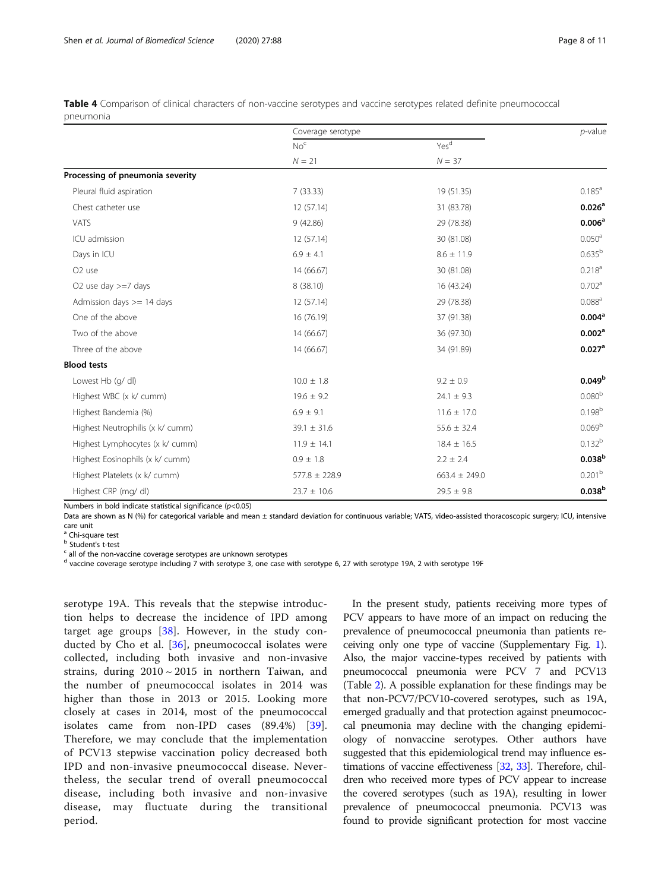**Table 4** Comparison of clinical characters of non-vaccine serotypes and vaccine serotypes related definite pneumococcal pneumonia

| | Coverage serotype | | *p*-value |
|---|---|---|---|
| | No[c] | Yes[d] | |
| | N = 21 | N = 37 | |
| **Processing of pneumonia severity** | | | |
| Pleural fluid aspiration | 7 (33.33) | 19 (51.35) | 0.185[a] |
| Chest catheter use | 12 (57.14) | 31 (83.78) | **0.026[a]** |
| VATS | 9 (42.86) | 29 (78.38) | **0.006[a]** |
| ICU admission | 12 (57.14) | 30 (81.08) | 0.050[a] |
| Days in ICU | 6.9 ± 4.1 | 8.6 ± 11.9 | 0.635[b] |
| O2 use | 14 (66.67) | 30 (81.08) | 0.218[a] |
| O2 use day >=7 days | 8 (38.10) | 16 (43.24) | 0.702[a] |
| Admission days >= 14 days | 12 (57.14) | 29 (78.38) | 0.088[a] |
| One of the above | 16 (76.19) | 37 (91.38) | **0.004[a]** |
| Two of the above | 14 (66.67) | 36 (97.30) | **0.002[a]** |
| Three of the above | 14 (66.67) | 34 (91.89) | **0.027[a]** |
| **Blood tests** | | | |
| Lowest Hb (g/ dl) | 10.0 ± 1.8 | 9.2 ± 0.9 | **0.049[b]** |
| Highest WBC (x k/ cumm) | 19.6 ± 9.2 | 24.1 ± 9.3 | 0.080[b] |
| Highest Bandemia (%) | 6.9 ± 9.1 | 11.6 ± 17.0 | 0.198[b] |
| Highest Neutrophilis (x k/ cumm) | 39.1 ± 31.6 | 55.6 ± 32.4 | 0.069[b] |
| Highest Lymphocytes (x k/ cumm) | 11.9 ± 14.1 | 18.4 ± 16.5 | 0.132[b] |
| Highest Eosinophils (x k/ cumm) | 0.9 ± 1.8 | 2.2 ± 2.4 | **0.038[b]** |
| Highest Platelets (x k/ cumm) | 577.8 ± 228.9 | 663.4 ± 249.0 | 0.201[b] |
| Highest CRP (mg/ dl) | 23.7 ± 10.6 | 29.5 ± 9.8 | **0.038[b]** |

Numbers in bold indicate statistical significance ($p<0.05$)

Data are shown as N (%) for categorical variable and mean ± standard deviation for continuous variable; VATS, video-assisted thoracoscopic surgery; ICU, intensive care unit

[a] Chi-square test

[b] Student's t-test

[c] all of the non-vaccine coverage serotypes are unknown serotypes

[d] vaccine coverage serotype including 7 with serotype 3, one case with serotype 6, 27 with serotype 19A, 2 with serotype 19F

serotype 19A. This reveals that the stepwise introduction helps to decrease the incidence of IPD among target age groups [38]. However, in the study conducted by Cho et al. [36], pneumococcal isolates were collected, including both invasive and non-invasive strains, during 2010 ~ 2015 in northern Taiwan, and the number of pneumococcal isolates in 2014 was higher than those in 2013 or 2015. Looking more closely at cases in 2014, most of the pneumococcal isolates came from non-IPD cases (89.4%) [39]. Therefore, we may conclude that the implementation of PCV13 stepwise vaccination policy decreased both IPD and non-invasive pneumococcal disease. Nevertheless, the secular trend of overall pneumococcal disease, including both invasive and non-invasive disease, may fluctuate during the transitional period.

In the present study, patients receiving more types of PCV appears to have more of an impact on reducing the prevalence of pneumococcal pneumonia than patients receiving only one type of vaccine (Supplementary Fig. 1). Also, the major vaccine-types received by patients with pneumococcal pneumonia were PCV 7 and PCV13 (Table 2). A possible explanation for these findings may be that non-PCV7/PCV10-covered serotypes, such as 19A, emerged gradually and that protection against pneumococcal pneumonia may decline with the changing epidemiology of nonvaccine serotypes. Other authors have suggested that this epidemiological trend may influence estimations of vaccine effectiveness [32, 33]. Therefore, children who received more types of PCV appear to increase the covered serotypes (such as 19A), resulting in lower prevalence of pneumococcal pneumonia. PCV13 was found to provide significant protection for most vaccine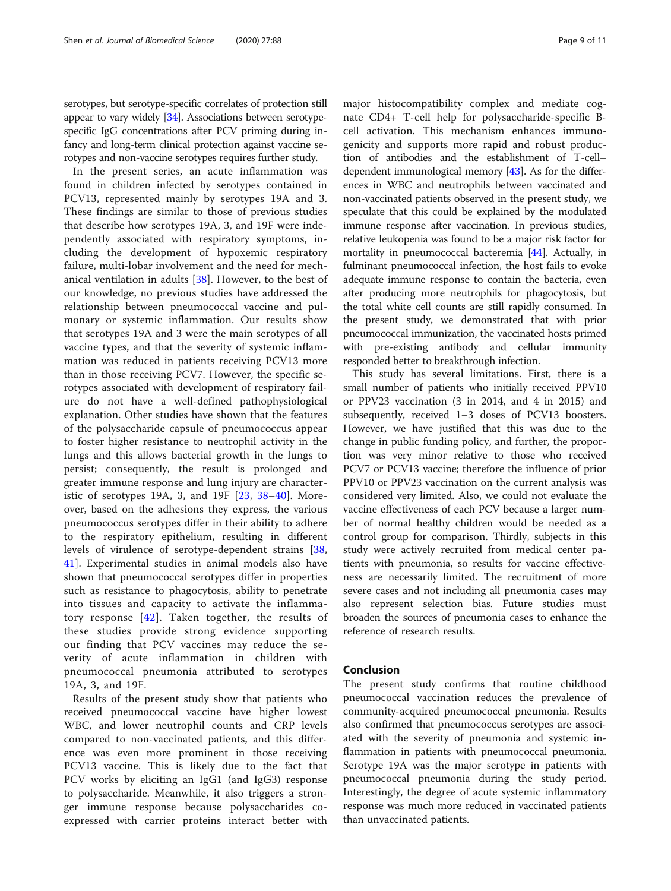serotypes, but serotype-specific correlates of protection still appear to vary widely [34]. Associations between serotype-specific IgG concentrations after PCV priming during infancy and long-term clinical protection against vaccine serotypes and non-vaccine serotypes requires further study.

In the present series, an acute inflammation was found in children infected by serotypes contained in PCV13, represented mainly by serotypes 19A and 3. These findings are similar to those of previous studies that describe how serotypes 19A, 3, and 19F were independently associated with respiratory symptoms, including the development of hypoxemic respiratory failure, multi-lobar involvement and the need for mechanical ventilation in adults [38]. However, to the best of our knowledge, no previous studies have addressed the relationship between pneumococcal vaccine and pulmonary or systemic inflammation. Our results show that serotypes 19A and 3 were the main serotypes of all vaccine types, and that the severity of systemic inflammation was reduced in patients receiving PCV13 more than in those receiving PCV7. However, the specific serotypes associated with development of respiratory failure do not have a well-defined pathophysiological explanation. Other studies have shown that the features of the polysaccharide capsule of pneumococcus appear to foster higher resistance to neutrophil activity in the lungs and this allows bacterial growth in the lungs to persist; consequently, the result is prolonged and greater immune response and lung injury are characteristic of serotypes 19A, 3, and 19F [23, 38–40]. Moreover, based on the adhesions they express, the various pneumococcus serotypes differ in their ability to adhere to the respiratory epithelium, resulting in different levels of virulence of serotype-dependent strains [38, 41]. Experimental studies in animal models also have shown that pneumococcal serotypes differ in properties such as resistance to phagocytosis, ability to penetrate into tissues and capacity to activate the inflammatory response [42]. Taken together, the results of these studies provide strong evidence supporting our finding that PCV vaccines may reduce the severity of acute inflammation in children with pneumococcal pneumonia attributed to serotypes 19A, 3, and 19F.

Results of the present study show that patients who received pneumococcal vaccine have higher lowest WBC, and lower neutrophil counts and CRP levels compared to non-vaccinated patients, and this difference was even more prominent in those receiving PCV13 vaccine. This is likely due to the fact that PCV works by eliciting an IgG1 (and IgG3) response to polysaccharide. Meanwhile, it also triggers a stronger immune response because polysaccharides co-expressed with carrier proteins interact better with major histocompatibility complex and mediate cognate CD4+ T-cell help for polysaccharide-specific B-cell activation. This mechanism enhances immunogenicity and supports more rapid and robust production of antibodies and the establishment of T-cell–dependent immunological memory [43]. As for the differences in WBC and neutrophils between vaccinated and non-vaccinated patients observed in the present study, we speculate that this could be explained by the modulated immune response after vaccination. In previous studies, relative leukopenia was found to be a major risk factor for mortality in pneumococcal bacteremia [44]. Actually, in fulminant pneumococcal infection, the host fails to evoke adequate immune response to contain the bacteria, even after producing more neutrophils for phagocytosis, but the total white cell counts are still rapidly consumed. In the present study, we demonstrated that with prior pneumococcal immunization, the vaccinated hosts primed with pre-existing antibody and cellular immunity responded better to breakthrough infection.

This study has several limitations. First, there is a small number of patients who initially received PPV10 or PPV23 vaccination (3 in 2014, and 4 in 2015) and subsequently, received 1–3 doses of PCV13 boosters. However, we have justified that this was due to the change in public funding policy, and further, the proportion was very minor relative to those who received PCV7 or PCV13 vaccine; therefore the influence of prior PPV10 or PPV23 vaccination on the current analysis was considered very limited. Also, we could not evaluate the vaccine effectiveness of each PCV because a larger number of normal healthy children would be needed as a control group for comparison. Thirdly, subjects in this study were actively recruited from medical center patients with pneumonia, so results for vaccine effectiveness are necessarily limited. The recruitment of more severe cases and not including all pneumonia cases may also represent selection bias. Future studies must broaden the sources of pneumonia cases to enhance the reference of research results.

## Conclusion

The present study confirms that routine childhood pneumococcal vaccination reduces the prevalence of community-acquired pneumococcal pneumonia. Results also confirmed that pneumococcus serotypes are associated with the severity of pneumonia and systemic inflammation in patients with pneumococcal pneumonia. Serotype 19A was the major serotype in patients with pneumococcal pneumonia during the study period. Interestingly, the degree of acute systemic inflammatory response was much more reduced in vaccinated patients than unvaccinated patients.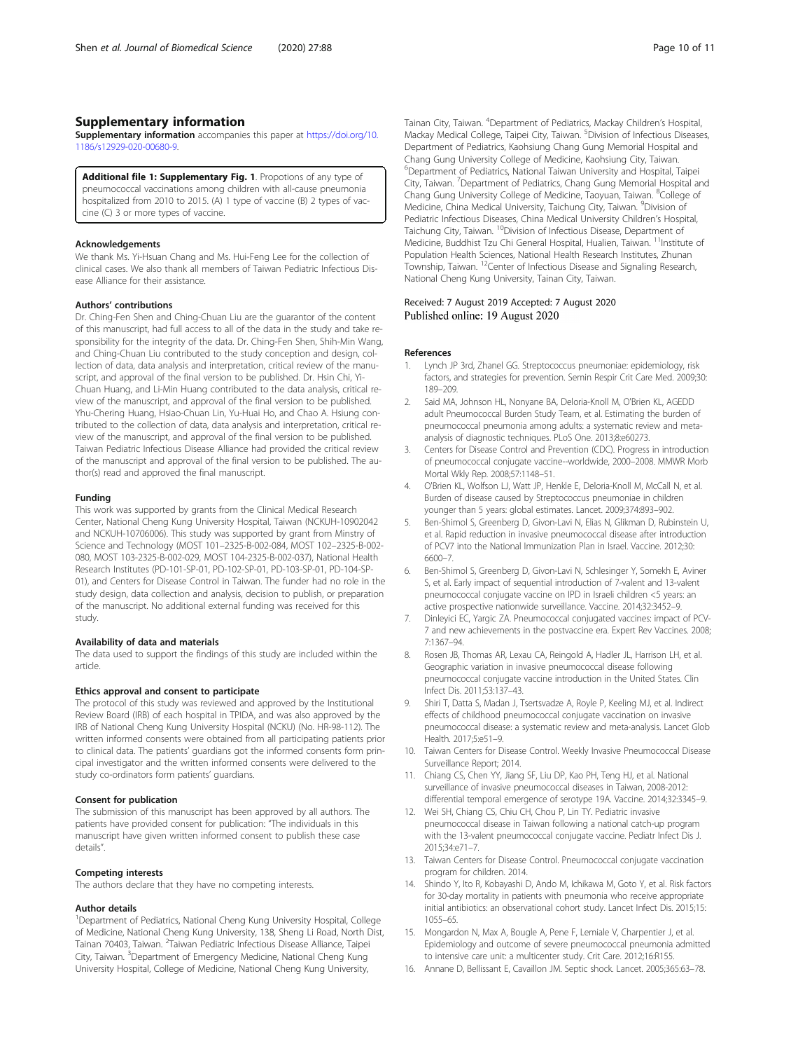## Supplementary information

**Supplementary information** accompanies this paper at https://doi.org/10.1186/s12929-020-00680-9.

**Additional file 1: Supplementary Fig. 1**. Propotions of any type of pneumococcal vaccinations among children with all-cause pneumonia hospitalized from 2010 to 2015. (A) 1 type of vaccine (B) 2 types of vaccine (C) 3 or more types of vaccine.

### Acknowledgements

We thank Ms. Yi-Hsuan Chang and Ms. Hui-Feng Lee for the collection of clinical cases. We also thank all members of Taiwan Pediatric Infectious Disease Alliance for their assistance.

### Authors' contributions

Dr. Ching-Fen Shen and Ching-Chuan Liu are the guarantor of the content of this manuscript, had full access to all of the data in the study and take responsibility for the integrity of the data. Dr. Ching-Fen Shen, Shih-Min Wang, and Ching-Chuan Liu contributed to the study conception and design, collection of data, data analysis and interpretation, critical review of the manuscript, and approval of the final version to be published. Dr. Hsin Chi, Yi-Chuan Huang, and Li-Min Huang contributed to the data analysis, critical review of the manuscript, and approval of the final version to be published. Yhu-Chering Huang, Hsiao-Chuan Lin, Yu-Huai Ho, and Chao A. Hsiung contributed to the collection of data, data analysis and interpretation, critical review of the manuscript, and approval of the final version to be published. Taiwan Pediatric Infectious Disease Alliance had provided the critical review of the manuscript and approval of the final version to be published. The author(s) read and approved the final manuscript.

### Funding

This work was supported by grants from the Clinical Medical Research Center, National Cheng Kung University Hospital, Taiwan (NCKUH-10902042 and NCKUH-10706006). This study was supported by grant from Minstry of Science and Technology (MOST 101–2325-B-002-084, MOST 102–2325-B-002-080, MOST 103-2325-B-002-029, MOST 104-2325-B-002-037), National Health Research Institutes (PD-101-SP-01, PD-102-SP-01, PD-103-SP-01, PD-104-SP-01), and Centers for Disease Control in Taiwan. The funder had no role in the study design, data collection and analysis, decision to publish, or preparation of the manuscript. No additional external funding was received for this study.

### Availability of data and materials

The data used to support the findings of this study are included within the article.

### Ethics approval and consent to participate

The protocol of this study was reviewed and approved by the Institutional Review Board (IRB) of each hospital in TPIDA, and was also approved by the IRB of National Cheng Kung University Hospital (NCKU) (No. HR-98-112). The written informed consents were obtained from all participating patients prior to clinical data. The patients' guardians got the informed consents form principal investigator and the written informed consents were delivered to the study co-ordinators form patients' guardians.

### Consent for publication

The submission of this manuscript has been approved by all authors. The patients have provided consent for publication: "The individuals in this manuscript have given written informed consent to publish these case details".

### Competing interests

The authors declare that they have no competing interests.

### Author details

[1]Department of Pediatrics, National Cheng Kung University Hospital, College of Medicine, National Cheng Kung University, 138, Sheng Li Road, North Dist, Tainan 70403, Taiwan. [2]Taiwan Pediatric Infectious Disease Alliance, Taipei City, Taiwan. [3]Department of Emergency Medicine, National Cheng Kung University Hospital, College of Medicine, National Cheng Kung University, Tainan City, Taiwan. [4]Department of Pediatrics, Mackay Children's Hospital, Mackay Medical College, Taipei City, Taiwan. [5]Division of Infectious Diseases, Department of Pediatrics, Kaohsiung Chang Gung Memorial Hospital and Chang Gung University College of Medicine, Kaohsiung City, Taiwan. [6]Department of Pediatrics, National Taiwan University and Hospital, Taipei City, Taiwan. [7]Department of Pediatrics, Chang Gung Memorial Hospital and Chang Gung University College of Medicine, Taoyuan, Taiwan. [8]College of Medicine, China Medical University, Taichung City, Taiwan. [9]Division of Pediatric Infectious Diseases, China Medical University Children's Hospital, Taichung City, Taiwan. [10]Division of Infectious Disease, Department of Medicine, Buddhist Tzu Chi General Hospital, Hualien, Taiwan. [11]Institute of Population Health Sciences, National Health Research Institutes, Zhunan Township, Taiwan. [12]Center of Infectious Disease and Signaling Research, National Cheng Kung University, Tainan City, Taiwan.

Received: 7 August 2019 Accepted: 7 August 2020
Published online: 19 August 2020

### References

1. Lynch JP 3rd, Zhanel GG. Streptococcus pneumoniae: epidemiology, risk factors, and strategies for prevention. Semin Respir Crit Care Med. 2009;30:189–209.
2. Said MA, Johnson HL, Nonyane BA, Deloria-Knoll M, O'Brien KL, AGEDD adult Pneumococcal Burden Study Team, et al. Estimating the burden of pneumococcal pneumonia among adults: a systematic review and meta-analysis of diagnostic techniques. PLoS One. 2013;8:e60273.
3. Centers for Disease Control and Prevention (CDC). Progress in introduction of pneumococcal conjugate vaccine--worldwide, 2000–2008. MMWR Morb Mortal Wkly Rep. 2008;57:1148–51.
4. O'Brien KL, Wolfson LJ, Watt JP, Henkle E, Deloria-Knoll M, McCall N, et al. Burden of disease caused by Streptococcus pneumoniae in children younger than 5 years: global estimates. Lancet. 2009;374:893–902.
5. Ben-Shimol S, Greenberg D, Givon-Lavi N, Elias N, Glikman D, Rubinstein U, et al. Rapid reduction in invasive pneumococcal disease after introduction of PCV7 into the National Immunization Plan in Israel. Vaccine. 2012;30:6600–7.
6. Ben-Shimol S, Greenberg D, Givon-Lavi N, Schlesinger Y, Somekh E, Aviner S, et al. Early impact of sequential introduction of 7-valent and 13-valent pneumococcal conjugate vaccine on IPD in Israeli children <5 years: an active prospective nationwide surveillance. Vaccine. 2014;32:3452–9.
7. Dinleyici EC, Yargic ZA. Pneumococcal conjugated vaccines: impact of PCV-7 and new achievements in the postvaccine era. Expert Rev Vaccines. 2008;7:1367–94.
8. Rosen JB, Thomas AR, Lexau CA, Reingold A, Hadler JL, Harrison LH, et al. Geographic variation in invasive pneumococcal disease following pneumococcal conjugate vaccine introduction in the United States. Clin Infect Dis. 2011;53:137–43.
9. Shiri T, Datta S, Madan J, Tsertsvadze A, Royle P, Keeling MJ, et al. Indirect effects of childhood pneumococcal conjugate vaccination on invasive pneumococcal disease: a systematic review and meta-analysis. Lancet Glob Health. 2017;5:e51–9.
10. Taiwan Centers for Disease Control. Weekly Invasive Pneumococcal Disease Surveillance Report; 2014.
11. Chiang CS, Chen YY, Jiang SF, Liu DP, Kao PH, Teng HJ, et al. National surveillance of invasive pneumococcal diseases in Taiwan, 2008-2012: differential temporal emergence of serotype 19A. Vaccine. 2014;32:3345–9.
12. Wei SH, Chiang CS, Chiu CH, Chou P, Lin TY. Pediatric invasive pneumococcal disease in Taiwan following a national catch-up program with the 13-valent pneumococcal conjugate vaccine. Pediatr Infect Dis J. 2015;34:e71–7.
13. Taiwan Centers for Disease Control. Pneumococcal conjugate vaccination program for children. 2014.
14. Shindo Y, Ito R, Kobayashi D, Ando M, Ichikawa M, Goto Y, et al. Risk factors for 30-day mortality in patients with pneumonia who receive appropriate initial antibiotics: an observational cohort study. Lancet Infect Dis. 2015;15:1055–65.
15. Mongardon N, Max A, Bougle A, Pene F, Lemiale V, Charpentier J, et al. Epidemiology and outcome of severe pneumococcal pneumonia admitted to intensive care unit: a multicenter study. Crit Care. 2012;16:R155.
16. Annane D, Bellissant E, Cavaillon JM. Septic shock. Lancet. 2005;365:63–78.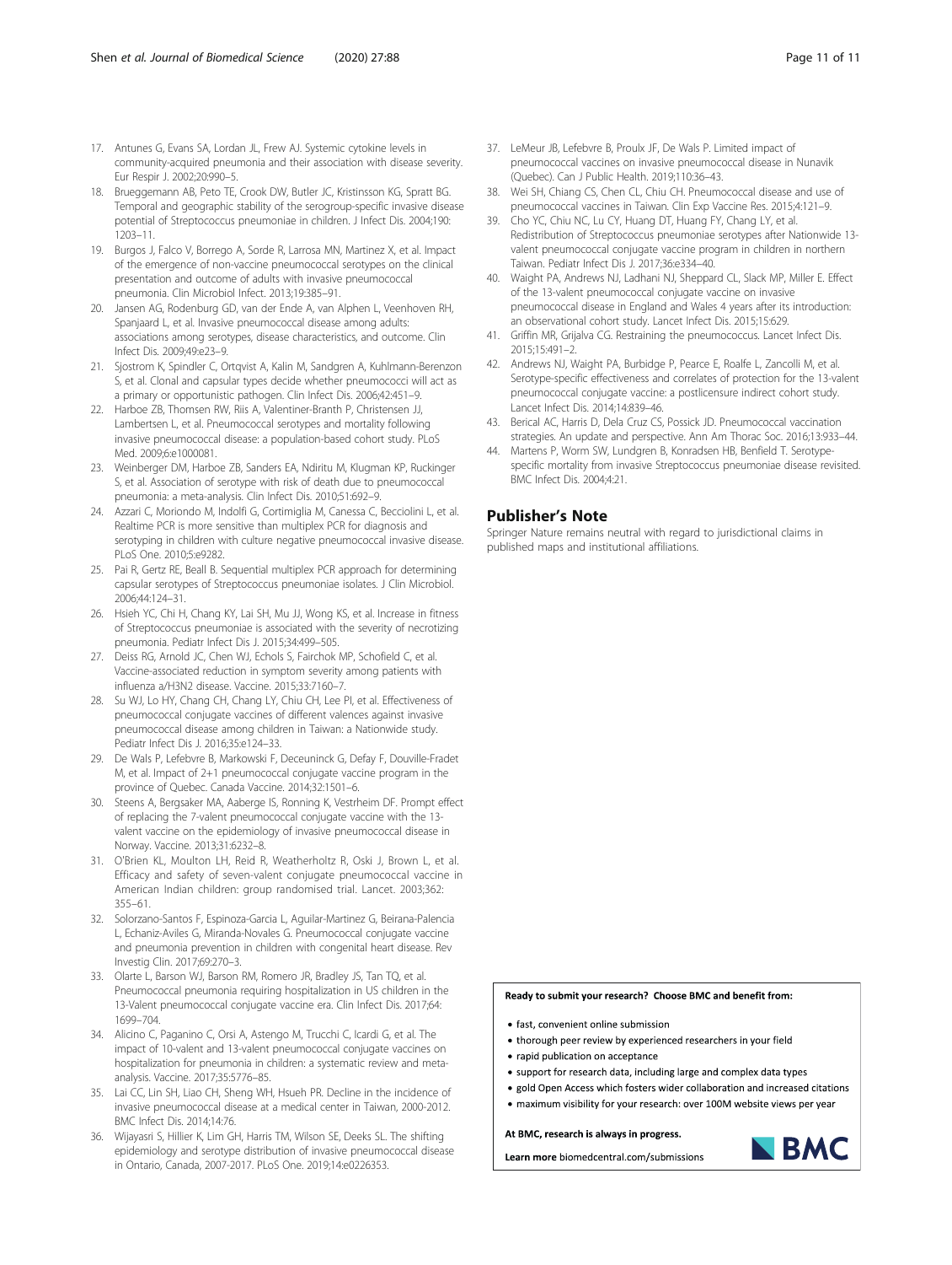17. Antunes G, Evans SA, Lordan JL, Frew AJ. Systemic cytokine levels in community-acquired pneumonia and their association with disease severity. Eur Respir J. 2002;20:990–5.
18. Brueggemann AB, Peto TE, Crook DW, Butler JC, Kristinsson KG, Spratt BG. Temporal and geographic stability of the serogroup-specific invasive disease potential of Streptococcus pneumoniae in children. J Infect Dis. 2004;190: 1203–11.
19. Burgos J, Falco V, Borrego A, Sorde R, Larrosa MN, Martinez X, et al. Impact of the emergence of non-vaccine pneumococcal serotypes on the clinical presentation and outcome of adults with invasive pneumococcal pneumonia. Clin Microbiol Infect. 2013;19:385–91.
20. Jansen AG, Rodenburg GD, van der Ende A, van Alphen L, Veenhoven RH, Spanjaard L, et al. Invasive pneumococcal disease among adults: associations among serotypes, disease characteristics, and outcome. Clin Infect Dis. 2009;49:e23–9.
21. Sjostrom K, Spindler C, Ortqvist A, Kalin M, Sandgren A, Kuhlmann-Berenzon S, et al. Clonal and capsular types decide whether pneumococci will act as a primary or opportunistic pathogen. Clin Infect Dis. 2006;42:451–9.
22. Harboe ZB, Thomsen RW, Riis A, Valentiner-Branth P, Christensen JJ, Lambertsen L, et al. Pneumococcal serotypes and mortality following invasive pneumococcal disease: a population-based cohort study. PLoS Med. 2009;6:e1000081.
23. Weinberger DM, Harboe ZB, Sanders EA, Ndiritu M, Klugman KP, Ruckinger S, et al. Association of serotype with risk of death due to pneumococcal pneumonia: a meta-analysis. Clin Infect Dis. 2010;51:692–9.
24. Azzari C, Moriondo M, Indolfi G, Cortimiglia M, Canessa C, Becciolini L, et al. Realtime PCR is more sensitive than multiplex PCR for diagnosis and serotyping in children with culture negative pneumococcal invasive disease. PLoS One. 2010;5:e9282.
25. Pai R, Gertz RE, Beall B. Sequential multiplex PCR approach for determining capsular serotypes of Streptococcus pneumoniae isolates. J Clin Microbiol. 2006;44:124–31.
26. Hsieh YC, Chi H, Chang KY, Lai SH, Mu JJ, Wong KS, et al. Increase in fitness of Streptococcus pneumoniae is associated with the severity of necrotizing pneumonia. Pediatr Infect Dis J. 2015;34:499–505.
27. Deiss RG, Arnold JC, Chen WJ, Echols S, Fairchok MP, Schofield C, et al. Vaccine-associated reduction in symptom severity among patients with influenza a/H3N2 disease. Vaccine. 2015;33:7160–7.
28. Su WJ, Lo HY, Chang CH, Chang LY, Chiu CH, Lee PI, et al. Effectiveness of pneumococcal conjugate vaccines of different valences against invasive pneumococcal disease among children in Taiwan: a Nationwide study. Pediatr Infect Dis J. 2016;35:e124–33.
29. De Wals P, Lefebvre B, Markowski F, Deceuninck G, Defay F, Douville-Fradet M, et al. Impact of 2+1 pneumococcal conjugate vaccine program in the province of Quebec. Canada Vaccine. 2014;32:1501–6.
30. Steens A, Bergsaker MA, Aaberge IS, Ronning K, Vestrheim DF. Prompt effect of replacing the 7-valent pneumococcal conjugate vaccine with the 13-valent vaccine on the epidemiology of invasive pneumococcal disease in Norway. Vaccine. 2013;31:6232–8.
31. O'Brien KL, Moulton LH, Reid R, Weatherholtz R, Oski J, Brown L, et al. Efficacy and safety of seven-valent conjugate pneumococcal vaccine in American Indian children: group randomised trial. Lancet. 2003;362: 355–61.
32. Solorzano-Santos F, Espinoza-Garcia L, Aguilar-Martinez G, Beirana-Palencia L, Echaniz-Aviles G, Miranda-Novales G. Pneumococcal conjugate vaccine and pneumonia prevention in children with congenital heart disease. Rev Investig Clin. 2017;69:270–3.
33. Olarte L, Barson WJ, Barson RM, Romero JR, Bradley JS, Tan TQ, et al. Pneumococcal pneumonia requiring hospitalization in US children in the 13-Valent pneumococcal conjugate vaccine era. Clin Infect Dis. 2017;64: 1699–704.
34. Alicino C, Paganino C, Orsi A, Astengo M, Trucchi C, Icardi G, et al. The impact of 10-valent and 13-valent pneumococcal conjugate vaccines on hospitalization for pneumonia in children: a systematic review and meta-analysis. Vaccine. 2017;35:5776–85.
35. Lai CC, Lin SH, Liao CH, Sheng WH, Hsueh PR. Decline in the incidence of invasive pneumococcal disease at a medical center in Taiwan, 2000-2012. BMC Infect Dis. 2014;14:76.
36. Wijayasri S, Hillier K, Lim GH, Harris TM, Wilson SE, Deeks SL. The shifting epidemiology and serotype distribution of invasive pneumococcal disease in Ontario, Canada, 2007-2017. PLoS One. 2019;14:e0226353.
37. LeMeur JB, Lefebvre B, Proulx JF, De Wals P. Limited impact of pneumococcal vaccines on invasive pneumococcal disease in Nunavik (Quebec). Can J Public Health. 2019;110:36–43.
38. Wei SH, Chiang CS, Chen CL, Chiu CH. Pneumococcal disease and use of pneumococcal vaccines in Taiwan. Clin Exp Vaccine Res. 2015;4:121–9.
39. Cho YC, Chiu NC, Lu CY, Huang DT, Huang FY, Chang LY, et al. Redistribution of Streptococcus pneumoniae serotypes after Nationwide 13-valent pneumococcal conjugate vaccine program in children in northern Taiwan. Pediatr Infect Dis J. 2017;36:e334–40.
40. Waight PA, Andrews NJ, Ladhani NJ, Sheppard CL, Slack MP, Miller E. Effect of the 13-valent pneumococcal conjugate vaccine on invasive pneumococcal disease in England and Wales 4 years after its introduction: an observational cohort study. Lancet Infect Dis. 2015;15:629.
41. Griffin MR, Grijalva CG. Restraining the pneumococcus. Lancet Infect Dis. 2015;15:491–2.
42. Andrews NJ, Waight PA, Burbidge P, Pearce E, Roalfe L, Zancolli M, et al. Serotype-specific effectiveness and correlates of protection for the 13-valent pneumococcal conjugate vaccine: a postlicensure indirect cohort study. Lancet Infect Dis. 2014;14:839–46.
43. Berical AC, Harris D, Dela Cruz CS, Possick JD. Pneumococcal vaccination strategies. An update and perspective. Ann Am Thorac Soc. 2016;13:933–44.
44. Martens P, Worm SW, Lundgren B, Konradsen HB, Benfield T. Serotype-specific mortality from invasive Streptococcus pneumoniae disease revisited. BMC Infect Dis. 2004;4:21.

## Publisher's Note

Springer Nature remains neutral with regard to jurisdictional claims in published maps and institutional affiliations.

**Ready to submit your research? Choose BMC and benefit from:**

- fast, convenient online submission
- thorough peer review by experienced researchers in your field
- rapid publication on acceptance
- support for research data, including large and complex data types
- gold Open Access which fosters wider collaboration and increased citations
- maximum visibility for your research: over 100M website views per year

**At BMC, research is always in progress.**

**Learn more** biomedcentral.com/submissions

BMC